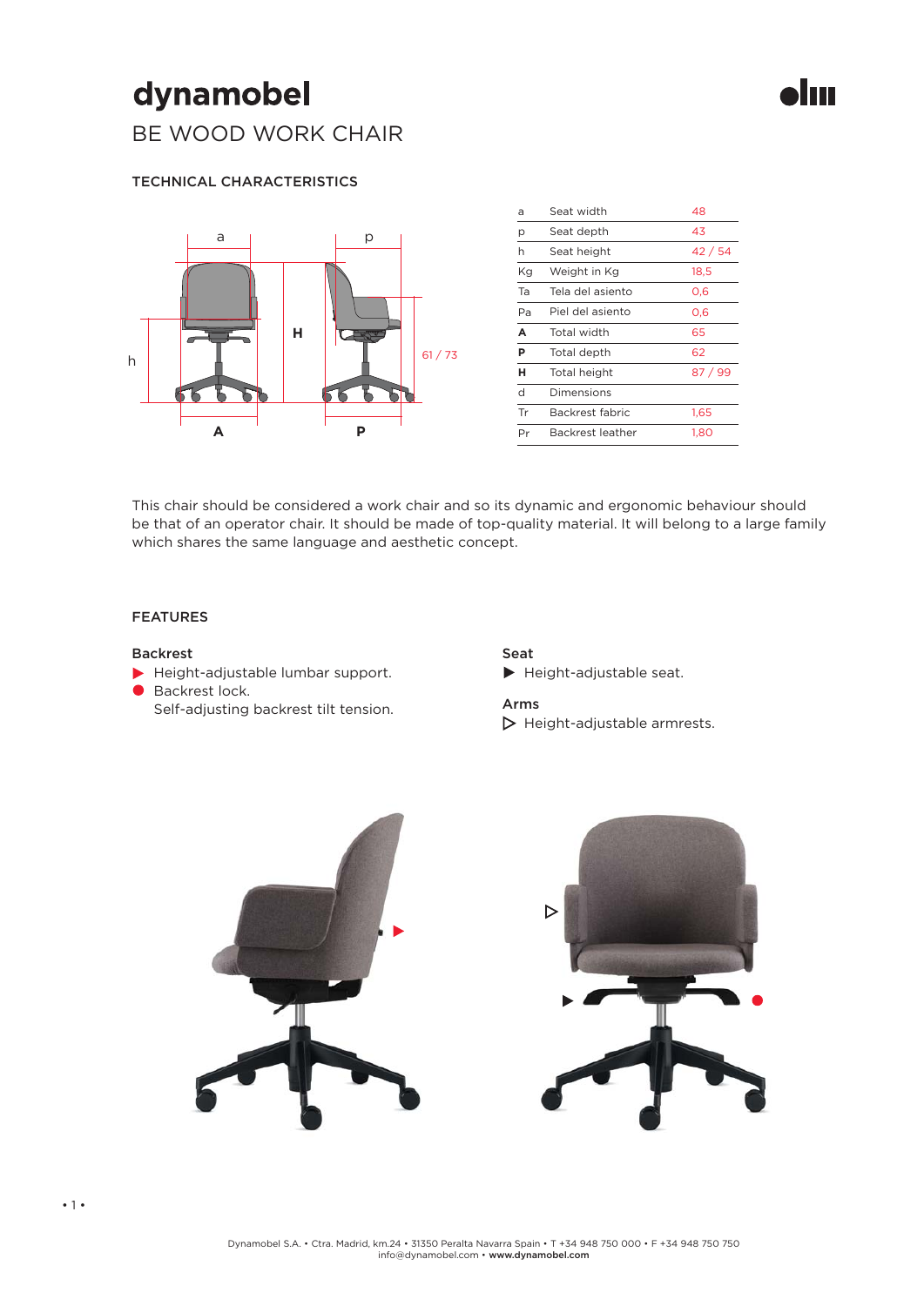# dynamobel

## BE WOOD WORK CHAIR

### TECHNICAL CHARACTERISTICS

| | | |
|---|---|---|
| a | Seat width | 48 |
| p | Seat depth | 43 |
| h | Seat height | 42 / 54 |
| Kg | Weight in Kg | 18,5 |
| Ta | Tela del asiento | 0,6 |
| Pa | Piel del asiento | 0,6 |
| **A** | Total width | 65 |
| **P** | Total depth | 62 |
| **H** | Total height | 87 / 99 |
| d | Dimensions | |
| Tr | Backrest fabric | 1,65 |
| Pr | Backrest leather | 1,80 |

This chair should be considered a work chair and so its dynamic and ergonomic behaviour should be that of an operator chair. It should be made of top-quality material. It will belong to a large family which shares the same language and aesthetic concept.

### FEATURES

**Backrest**

- ▶ Height-adjustable lumbar support.
- ● Backrest lock.
- Self-adjusting backrest tilt tension.

**Seat**

- ▶ Height-adjustable seat.

**Arms**

- ▷ Height-adjustable armrests.

Dynamobel S.A. • Ctra. Madrid, km.24 • 31350 Peralta Navarra Spain • T +34 948 750 000 • F +34 948 750 750
info@dynamobel.com • **www.dynamobel.com**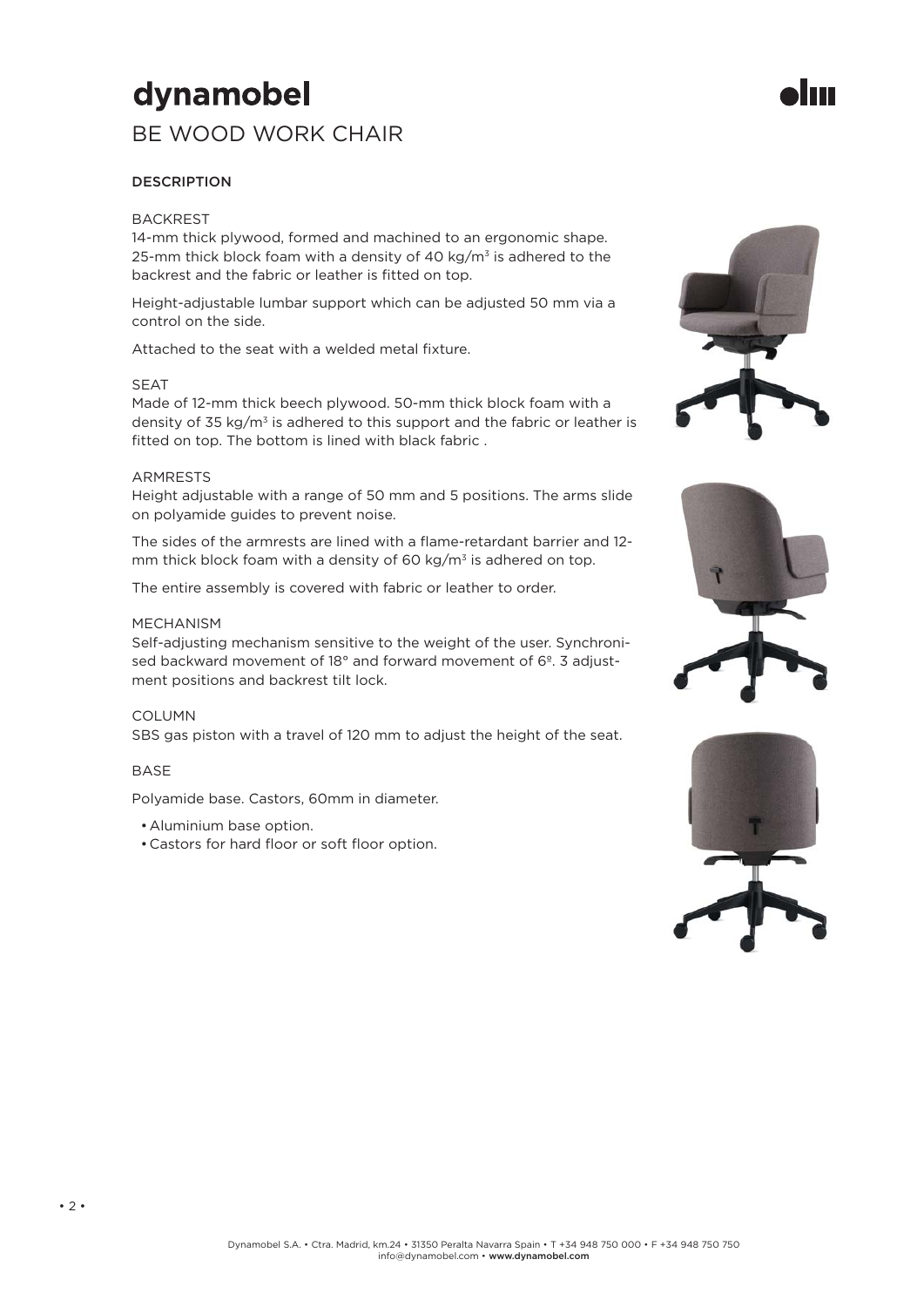# dynamobel

## BE WOOD WORK CHAIR

### DESCRIPTION

#### BACKREST

14-mm thick plywood, formed and machined to an ergonomic shape. 25-mm thick block foam with a density of 40 kg/m³ is adhered to the backrest and the fabric or leather is fitted on top.

Height-adjustable lumbar support which can be adjusted 50 mm via a control on the side.

Attached to the seat with a welded metal fixture.

#### SEAT

Made of 12-mm thick beech plywood. 50-mm thick block foam with a density of 35 kg/m³ is adhered to this support and the fabric or leather is fitted on top. The bottom is lined with black fabric .

#### ARMRESTS

Height adjustable with a range of 50 mm and 5 positions. The arms slide on polyamide guides to prevent noise.

The sides of the armrests are lined with a flame-retardant barrier and 12-mm thick block foam with a density of 60 kg/m³ is adhered on top.

The entire assembly is covered with fabric or leather to order.

#### MECHANISM

Self-adjusting mechanism sensitive to the weight of the user. Synchronised backward movement of 18° and forward movement of 6º. 3 adjustment positions and backrest tilt lock.

#### COLUMN

SBS gas piston with a travel of 120 mm to adjust the height of the seat.

#### BASE

Polyamide base. Castors, 60mm in diameter.

- Aluminium base option.
- Castors for hard floor or soft floor option.

Dynamobel S.A. • Ctra. Madrid, km.24 • 31350 Peralta Navarra Spain • T +34 948 750 000 • F +34 948 750 750
info@dynamobel.com • **www.dynamobel.com**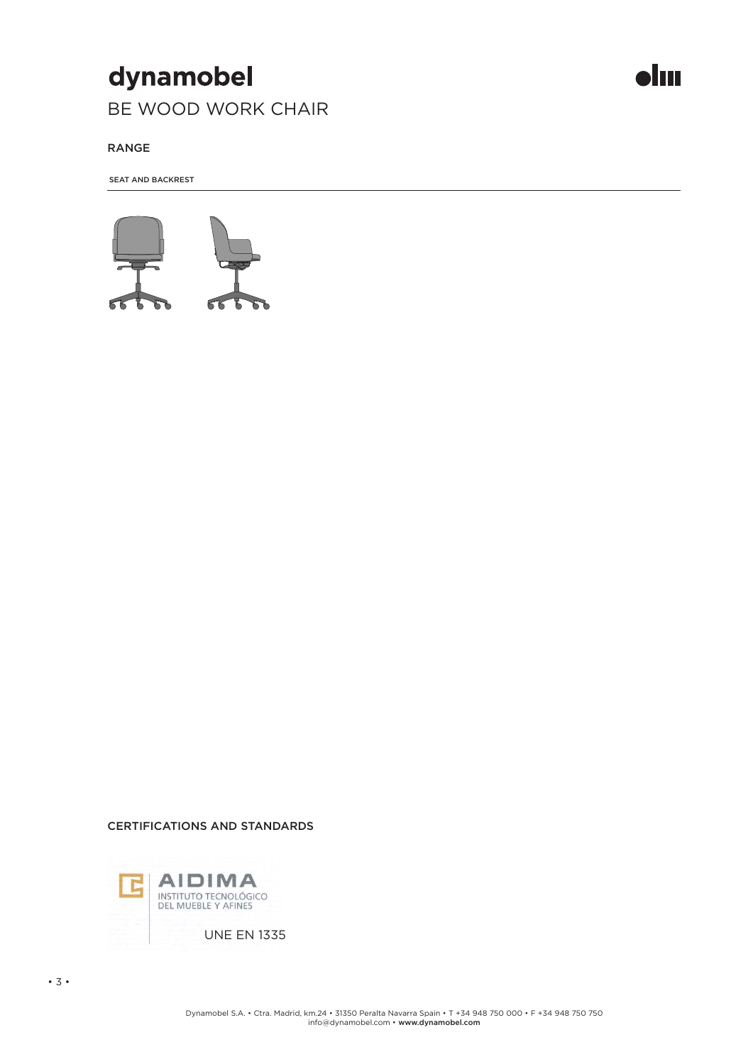# dynamobel

## BE WOOD WORK CHAIR

### RANGE

SEAT AND BACKREST

### CERTIFICATIONS AND STANDARDS

AIDIMA
INSTITUTO TECNOLÓGICO
DEL MUEBLE Y AFINES

UNE EN 1335

Dynamobel S.A. • Ctra. Madrid, km.24 • 31350 Peralta Navarra Spain • T +34 948 750 000 • F +34 948 750 750
info@dynamobel.com • **www.dynamobel.com**